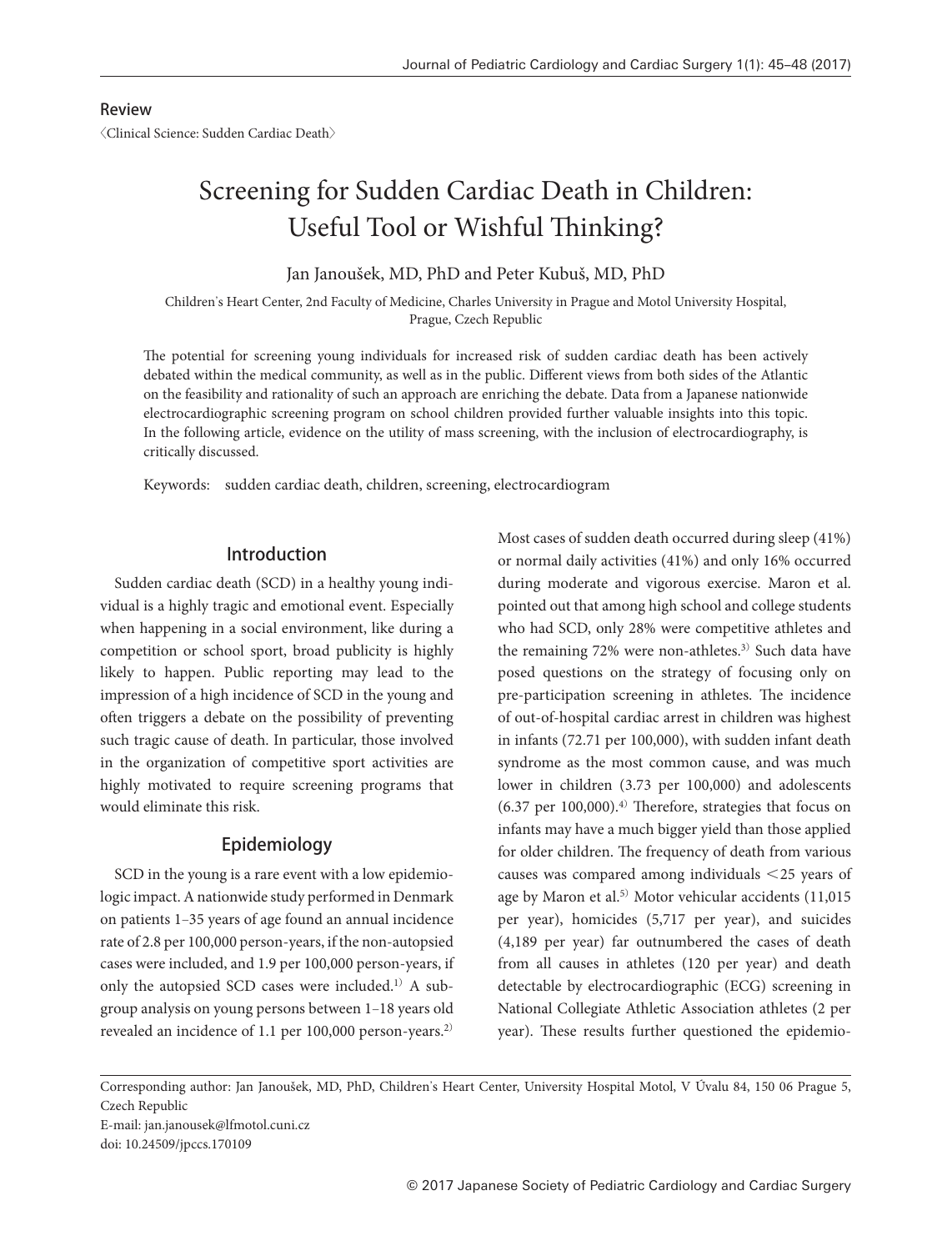Review

〈Clinical Science: Sudden Cardiac Death〉

# Screening for Sudden Cardiac Death in Children: Useful Tool or Wishful Thinking?

Jan Janoušek, MD, PhD and Peter Kubuš, MD, PhD

Children's Heart Center, 2nd Faculty of Medicine, Charles University in Prague and Motol University Hospital, Prague, Czech Republic

The potential for screening young individuals for increased risk of sudden cardiac death has been actively debated within the medical community, as well as in the public. Different views from both sides of the Atlantic on the feasibility and rationality of such an approach are enriching the debate. Data from a Japanese nationwide electrocardiographic screening program on school children provided further valuable insights into this topic. In the following article, evidence on the utility of mass screening, with the inclusion of electrocardiography, is critically discussed.

Keywords: sudden cardiac death, children, screening, electrocardiogram

## Introduction

Sudden cardiac death (SCD) in a healthy young individual is a highly tragic and emotional event. Especially when happening in a social environment, like during a competition or school sport, broad publicity is highly likely to happen. Public reporting may lead to the impression of a high incidence of SCD in the young and often triggers a debate on the possibility of preventing such tragic cause of death. In particular, those involved in the organization of competitive sport activities are highly motivated to require screening programs that would eliminate this risk.

## Epidemiology

SCD in the young is a rare event with a low epidemiologic impact. A nationwide study performed in Denmark on patients 1–35 years of age found an annual incidence rate of 2.8 per 100,000 person-years, if the non-autopsied cases were included, and 1.9 per 100,000 person-years, if only the autopsied SCD cases were included.[1] A subgroup analysis on young persons between 1–18 years old revealed an incidence of 1.1 per 100,000 person-years.[2] Most cases of sudden death occurred during sleep (41%) or normal daily activities (41%) and only 16% occurred during moderate and vigorous exercise. Maron et al. pointed out that among high school and college students who had SCD, only 28% were competitive athletes and the remaining 72% were non-athletes.[3] Such data have posed questions on the strategy of focusing only on pre-participation screening in athletes. The incidence of out-of-hospital cardiac arrest in children was highest in infants (72.71 per 100,000), with sudden infant death syndrome as the most common cause, and was much lower in children (3.73 per 100,000) and adolescents (6.37 per 100,000).[4] Therefore, strategies that focus on infants may have a much bigger yield than those applied for older children. The frequency of death from various causes was compared among individuals <25 years of age by Maron et al.[5] Motor vehicular accidents (11,015 per year), homicides (5,717 per year), and suicides (4,189 per year) far outnumbered the cases of death from all causes in athletes (120 per year) and death detectable by electrocardiographic (ECG) screening in National Collegiate Athletic Association athletes (2 per year). These results further questioned the epidemio-

Corresponding author: Jan Janoušek, MD, PhD, Children's Heart Center, University Hospital Motol, V Úvalu 84, 150 06 Prague 5, Czech Republic

E-mail: jan.janousek@lfmotol.cuni.cz

doi: 10.24509/jpccs.170109

© 2017 Japanese Society of Pediatric Cardiology and Cardiac Surgery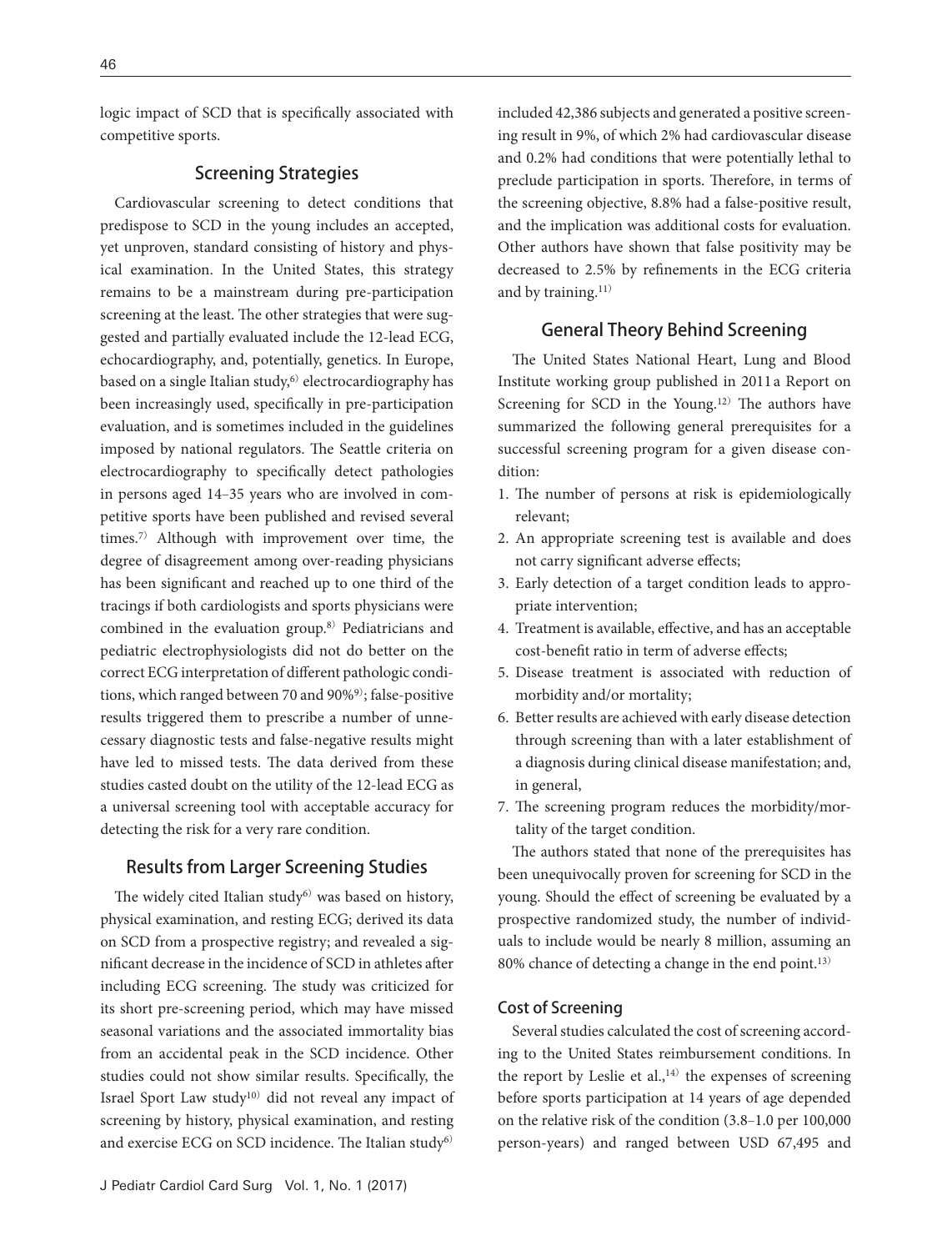logic impact of SCD that is specifically associated with competitive sports.

## Screening Strategies

Cardiovascular screening to detect conditions that predispose to SCD in the young includes an accepted, yet unproven, standard consisting of history and physical examination. In the United States, this strategy remains to be a mainstream during pre-participation screening at the least. The other strategies that were suggested and partially evaluated include the 12-lead ECG, echocardiography, and, potentially, genetics. In Europe, based on a single Italian study,[6] electrocardiography has been increasingly used, specifically in pre-participation evaluation, and is sometimes included in the guidelines imposed by national regulators. The Seattle criteria on electrocardiography to specifically detect pathologies in persons aged 14–35 years who are involved in competitive sports have been published and revised several times.[7] Although with improvement over time, the degree of disagreement among over-reading physicians has been significant and reached up to one third of the tracings if both cardiologists and sports physicians were combined in the evaluation group.[8] Pediatricians and pediatric electrophysiologists did not do better on the correct ECG interpretation of different pathologic conditions, which ranged between 70 and 90%[9]; false-positive results triggered them to prescribe a number of unnecessary diagnostic tests and false-negative results might have led to missed tests. The data derived from these studies casted doubt on the utility of the 12-lead ECG as a universal screening tool with acceptable accuracy for detecting the risk for a very rare condition.

## Results from Larger Screening Studies

The widely cited Italian study[6] was based on history, physical examination, and resting ECG; derived its data on SCD from a prospective registry; and revealed a significant decrease in the incidence of SCD in athletes after including ECG screening. The study was criticized for its short pre-screening period, which may have missed seasonal variations and the associated immortality bias from an accidental peak in the SCD incidence. Other studies could not show similar results. Specifically, the Israel Sport Law study[10] did not reveal any impact of screening by history, physical examination, and resting and exercise ECG on SCD incidence. The Italian study[6] included 42,386 subjects and generated a positive screening result in 9%, of which 2% had cardiovascular disease and 0.2% had conditions that were potentially lethal to preclude participation in sports. Therefore, in terms of the screening objective, 8.8% had a false-positive result, and the implication was additional costs for evaluation. Other authors have shown that false positivity may be decreased to 2.5% by refinements in the ECG criteria and by training.[11]

## General Theory Behind Screening

The United States National Heart, Lung and Blood Institute working group published in 2011 a Report on Screening for SCD in the Young.[12] The authors have summarized the following general prerequisites for a successful screening program for a given disease condition:

1. The number of persons at risk is epidemiologically relevant;
2. An appropriate screening test is available and does not carry significant adverse effects;
3. Early detection of a target condition leads to appropriate intervention;
4. Treatment is available, effective, and has an acceptable cost-benefit ratio in term of adverse effects;
5. Disease treatment is associated with reduction of morbidity and/or mortality;
6. Better results are achieved with early disease detection through screening than with a later establishment of a diagnosis during clinical disease manifestation; and, in general,
7. The screening program reduces the morbidity/mortality of the target condition.

The authors stated that none of the prerequisites has been unequivocally proven for screening for SCD in the young. Should the effect of screening be evaluated by a prospective randomized study, the number of individuals to include would be nearly 8 million, assuming an 80% chance of detecting a change in the end point.[13]

### Cost of Screening

Several studies calculated the cost of screening according to the United States reimbursement conditions. In the report by Leslie et al.,[14] the expenses of screening before sports participation at 14 years of age depended on the relative risk of the condition (3.8–1.0 per 100,000 person-years) and ranged between USD 67,495 and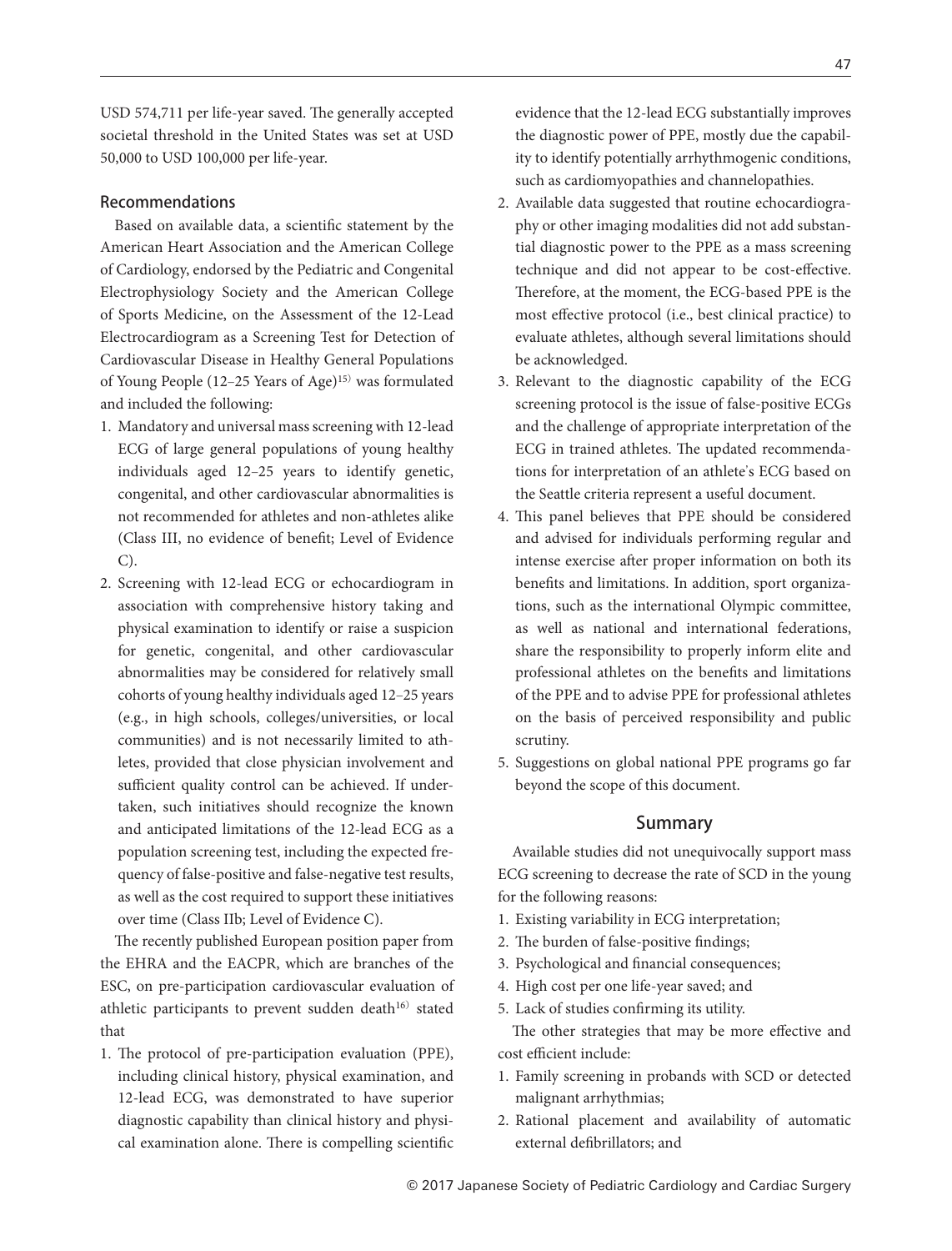USD 574,711 per life-year saved. The generally accepted societal threshold in the United States was set at USD 50,000 to USD 100,000 per life-year.

### Recommendations

Based on available data, a scientific statement by the American Heart Association and the American College of Cardiology, endorsed by the Pediatric and Congenital Electrophysiology Society and the American College of Sports Medicine, on the Assessment of the 12-Lead Electrocardiogram as a Screening Test for Detection of Cardiovascular Disease in Healthy General Populations of Young People (12–25 Years of Age)[15] was formulated and included the following:

1. Mandatory and universal mass screening with 12-lead ECG of large general populations of young healthy individuals aged 12–25 years to identify genetic, congenital, and other cardiovascular abnormalities is not recommended for athletes and non-athletes alike (Class III, no evidence of benefit; Level of Evidence C).
2. Screening with 12-lead ECG or echocardiogram in association with comprehensive history taking and physical examination to identify or raise a suspicion for genetic, congenital, and other cardiovascular abnormalities may be considered for relatively small cohorts of young healthy individuals aged 12–25 years (e.g., in high schools, colleges/universities, or local communities) and is not necessarily limited to athletes, provided that close physician involvement and sufficient quality control can be achieved. If undertaken, such initiatives should recognize the known and anticipated limitations of the 12-lead ECG as a population screening test, including the expected frequency of false-positive and false-negative test results, as well as the cost required to support these initiatives over time (Class IIb; Level of Evidence C).

The recently published European position paper from the EHRA and the EACPR, which are branches of the ESC, on pre-participation cardiovascular evaluation of athletic participants to prevent sudden death[16] stated that

1. The protocol of pre-participation evaluation (PPE), including clinical history, physical examination, and 12-lead ECG, was demonstrated to have superior diagnostic capability than clinical history and physical examination alone. There is compelling scientific evidence that the 12-lead ECG substantially improves the diagnostic power of PPE, mostly due the capability to identify potentially arrhythmogenic conditions, such as cardiomyopathies and channelopathies.
2. Available data suggested that routine echocardiography or other imaging modalities did not add substantial diagnostic power to the PPE as a mass screening technique and did not appear to be cost-effective. Therefore, at the moment, the ECG-based PPE is the most effective protocol (i.e., best clinical practice) to evaluate athletes, although several limitations should be acknowledged.
3. Relevant to the diagnostic capability of the ECG screening protocol is the issue of false-positive ECGs and the challenge of appropriate interpretation of the ECG in trained athletes. The updated recommendations for interpretation of an athlete's ECG based on the Seattle criteria represent a useful document.
4. This panel believes that PPE should be considered and advised for individuals performing regular and intense exercise after proper information on both its benefits and limitations. In addition, sport organizations, such as the international Olympic committee, as well as national and international federations, share the responsibility to properly inform elite and professional athletes on the benefits and limitations of the PPE and to advise PPE for professional athletes on the basis of perceived responsibility and public scrutiny.
5. Suggestions on global national PPE programs go far beyond the scope of this document.

## Summary

Available studies did not unequivocally support mass ECG screening to decrease the rate of SCD in the young for the following reasons:

1. Existing variability in ECG interpretation;
2. The burden of false-positive findings;
3. Psychological and financial consequences;
4. High cost per one life-year saved; and
5. Lack of studies confirming its utility.

The other strategies that may be more effective and cost efficient include:

1. Family screening in probands with SCD or detected malignant arrhythmias;
2. Rational placement and availability of automatic external defibrillators; and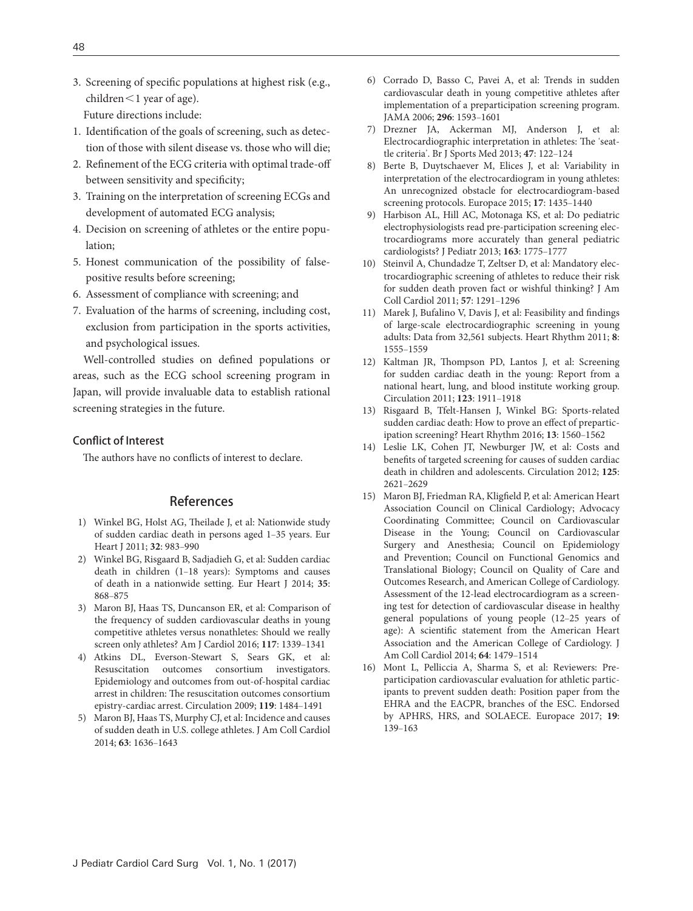3. Screening of specific populations at highest risk (e.g., children < 1 year of age).

Future directions include:

1. Identification of the goals of screening, such as detection of those with silent disease vs. those who will die;
2. Refinement of the ECG criteria with optimal trade-off between sensitivity and specificity;
3. Training on the interpretation of screening ECGs and development of automated ECG analysis;
4. Decision on screening of athletes or the entire population;
5. Honest communication of the possibility of false-positive results before screening;
6. Assessment of compliance with screening; and
7. Evaluation of the harms of screening, including cost, exclusion from participation in the sports activities, and psychological issues.

Well-controlled studies on defined populations or areas, such as the ECG school screening program in Japan, will provide invaluable data to establish rational screening strategies in the future.

### Conflict of Interest

The authors have no conflicts of interest to declare.

## References

1) Winkel BG, Holst AG, Theilade J, et al: Nationwide study of sudden cardiac death in persons aged 1–35 years. Eur Heart J 2011; **32**: 983–990
2) Winkel BG, Risgaard B, Sadjadieh G, et al: Sudden cardiac death in children (1–18 years): Symptoms and causes of death in a nationwide setting. Eur Heart J 2014; **35**: 868–875
3) Maron BJ, Haas TS, Duncanson ER, et al: Comparison of the frequency of sudden cardiovascular deaths in young competitive athletes versus nonathletes: Should we really screen only athletes? Am J Cardiol 2016; **117**: 1339–1341
4) Atkins DL, Everson-Stewart S, Sears GK, et al: Resuscitation outcomes consortium investigators. Epidemiology and outcomes from out-of-hospital cardiac arrest in children: The resuscitation outcomes consortium epistry-cardiac arrest. Circulation 2009; **119**: 1484–1491
5) Maron BJ, Haas TS, Murphy CJ, et al: Incidence and causes of sudden death in U.S. college athletes. J Am Coll Cardiol 2014; **63**: 1636–1643
6) Corrado D, Basso C, Pavei A, et al: Trends in sudden cardiovascular death in young competitive athletes after implementation of a preparticipation screening program. JAMA 2006; **296**: 1593–1601
7) Drezner JA, Ackerman MJ, Anderson J, et al: Electrocardiographic interpretation in athletes: The 'seattle criteria'. Br J Sports Med 2013; **47**: 122–124
8) Berte B, Duytschaever M, Elices J, et al: Variability in interpretation of the electrocardiogram in young athletes: An unrecognized obstacle for electrocardiogram-based screening protocols. Europace 2015; **17**: 1435–1440
9) Harbison AL, Hill AC, Motonaga KS, et al: Do pediatric electrophysiologists read pre-participation screening electrocardiograms more accurately than general pediatric cardiologists? J Pediatr 2013; **163**: 1775–1777
10) Steinvil A, Chundadze T, Zeltser D, et al: Mandatory electrocardiographic screening of athletes to reduce their risk for sudden death proven fact or wishful thinking? J Am Coll Cardiol 2011; **57**: 1291–1296
11) Marek J, Bufalino V, Davis J, et al: Feasibility and findings of large-scale electrocardiographic screening in young adults: Data from 32,561 subjects. Heart Rhythm 2011; **8**: 1555–1559
12) Kaltman JR, Thompson PD, Lantos J, et al: Screening for sudden cardiac death in the young: Report from a national heart, lung, and blood institute working group. Circulation 2011; **123**: 1911–1918
13) Risgaard B, Tfelt-Hansen J, Winkel BG: Sports-related sudden cardiac death: How to prove an effect of preparticipation screening? Heart Rhythm 2016; **13**: 1560–1562
14) Leslie LK, Cohen JT, Newburger JW, et al: Costs and benefits of targeted screening for causes of sudden cardiac death in children and adolescents. Circulation 2012; **125**: 2621–2629
15) Maron BJ, Friedman RA, Kligfield P, et al: American Heart Association Council on Clinical Cardiology; Advocacy Coordinating Committee; Council on Cardiovascular Disease in the Young; Council on Cardiovascular Surgery and Anesthesia; Council on Epidemiology and Prevention; Council on Functional Genomics and Translational Biology; Council on Quality of Care and Outcomes Research, and American College of Cardiology. Assessment of the 12-lead electrocardiogram as a screening test for detection of cardiovascular disease in healthy general populations of young people (12–25 years of age): A scientific statement from the American Heart Association and the American College of Cardiology. J Am Coll Cardiol 2014; **64**: 1479–1514
16) Mont L, Pelliccia A, Sharma S, et al: Reviewers: Preparticipation cardiovascular evaluation for athletic participants to prevent sudden death: Position paper from the EHRA and the EACPR, branches of the ESC. Endorsed by APHRS, HRS, and SOLAECE. Europace 2017; **19**: 139–163